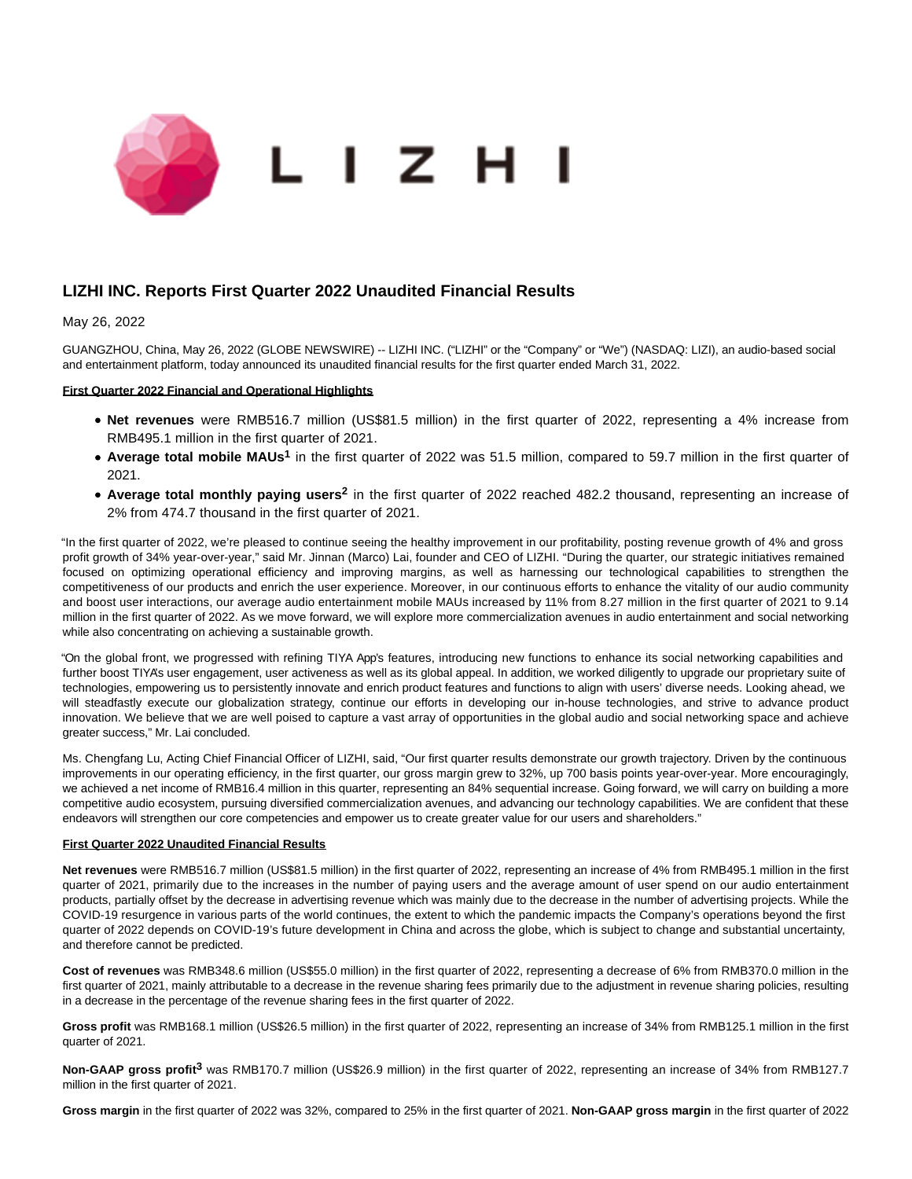# LIZHI INC. Reports First Quarter 2022 Unaudited Financial Results

May 26, 2022

GUANGZHOU, China, May 26, 2022 (GLOBE NEWSWIRE) -- LIZHI INC. ("LIZHI" or the "Company" or "We") (NASDAQ: LIZI), an audio-based social and entertainment platform, today announced its unaudited financial results for the first quarter ended March 31, 2022.

**First Quarter 2022 Financial and Operational Highlights**

- **Net revenues** were RMB516.7 million (US$81.5 million) in the first quarter of 2022, representing a 4% increase from RMB495.1 million in the first quarter of 2021.
- **Average total mobile MAUs**[1] in the first quarter of 2022 was 51.5 million, compared to 59.7 million in the first quarter of 2021.
- **Average total monthly paying users**[2] in the first quarter of 2022 reached 482.2 thousand, representing an increase of 2% from 474.7 thousand in the first quarter of 2021.

"In the first quarter of 2022, we're pleased to continue seeing the healthy improvement in our profitability, posting revenue growth of 4% and gross profit growth of 34% year-over-year," said Mr. Jinnan (Marco) Lai, founder and CEO of LIZHI. "During the quarter, our strategic initiatives remained focused on optimizing operational efficiency and improving margins, as well as harnessing our technological capabilities to strengthen the competitiveness of our products and enrich the user experience. Moreover, in our continuous efforts to enhance the vitality of our audio community and boost user interactions, our average audio entertainment mobile MAUs increased by 11% from 8.27 million in the first quarter of 2021 to 9.14 million in the first quarter of 2022. As we move forward, we will explore more commercialization avenues in audio entertainment and social networking while also concentrating on achieving a sustainable growth.

"On the global front, we progressed with refining TIYA App's features, introducing new functions to enhance its social networking capabilities and further boost TIYA's user engagement, user activeness as well as its global appeal. In addition, we worked diligently to upgrade our proprietary suite of technologies, empowering us to persistently innovate and enrich product features and functions to align with users' diverse needs. Looking ahead, we will steadfastly execute our globalization strategy, continue our efforts in developing our in-house technologies, and strive to advance product innovation. We believe that we are well poised to capture a vast array of opportunities in the global audio and social networking space and achieve greater success," Mr. Lai concluded.

Ms. Chengfang Lu, Acting Chief Financial Officer of LIZHI, said, "Our first quarter results demonstrate our growth trajectory. Driven by the continuous improvements in our operating efficiency, in the first quarter, our gross margin grew to 32%, up 700 basis points year-over-year. More encouragingly, we achieved a net income of RMB16.4 million in this quarter, representing an 84% sequential increase. Going forward, we will carry on building a more competitive audio ecosystem, pursuing diversified commercialization avenues, and advancing our technology capabilities. We are confident that these endeavors will strengthen our core competencies and empower us to create greater value for our users and shareholders."

**First Quarter 2022 Unaudited Financial Results**

**Net revenues** were RMB516.7 million (US$81.5 million) in the first quarter of 2022, representing an increase of 4% from RMB495.1 million in the first quarter of 2021, primarily due to the increases in the number of paying users and the average amount of user spend on our audio entertainment products, partially offset by the decrease in advertising revenue which was mainly due to the decrease in the number of advertising projects. While the COVID-19 resurgence in various parts of the world continues, the extent to which the pandemic impacts the Company's operations beyond the first quarter of 2022 depends on COVID-19's future development in China and across the globe, which is subject to change and substantial uncertainty, and therefore cannot be predicted.

**Cost of revenues** was RMB348.6 million (US$55.0 million) in the first quarter of 2022, representing a decrease of 6% from RMB370.0 million in the first quarter of 2021, mainly attributable to a decrease in the revenue sharing fees primarily due to the adjustment in revenue sharing policies, resulting in a decrease in the percentage of the revenue sharing fees in the first quarter of 2022.

**Gross profit** was RMB168.1 million (US$26.5 million) in the first quarter of 2022, representing an increase of 34% from RMB125.1 million in the first quarter of 2021.

**Non-GAAP gross profit**[3] was RMB170.7 million (US$26.9 million) in the first quarter of 2022, representing an increase of 34% from RMB127.7 million in the first quarter of 2021.

**Gross margin** in the first quarter of 2022 was 32%, compared to 25% in the first quarter of 2021. **Non-GAAP gross margin** in the first quarter of 2022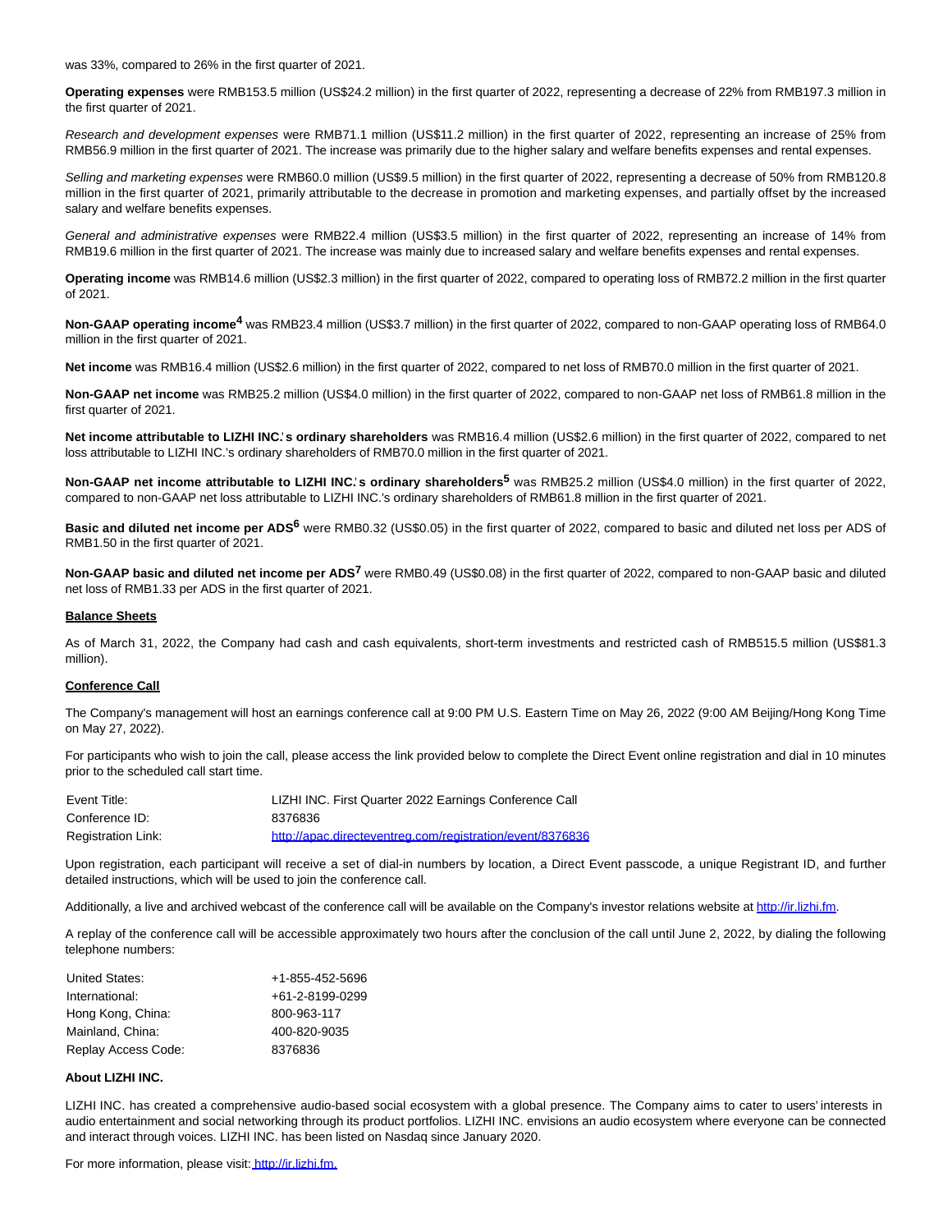was 33%, compared to 26% in the first quarter of 2021.

**Operating expenses** were RMB153.5 million (US$24.2 million) in the first quarter of 2022, representing a decrease of 22% from RMB197.3 million in the first quarter of 2021.

*Research and development expenses* were RMB71.1 million (US$11.2 million) in the first quarter of 2022, representing an increase of 25% from RMB56.9 million in the first quarter of 2021. The increase was primarily due to the higher salary and welfare benefits expenses and rental expenses.

*Selling and marketing expenses* were RMB60.0 million (US$9.5 million) in the first quarter of 2022, representing a decrease of 50% from RMB120.8 million in the first quarter of 2021, primarily attributable to the decrease in promotion and marketing expenses, and partially offset by the increased salary and welfare benefits expenses.

*General and administrative expenses* were RMB22.4 million (US$3.5 million) in the first quarter of 2022, representing an increase of 14% from RMB19.6 million in the first quarter of 2021. The increase was mainly due to increased salary and welfare benefits expenses and rental expenses.

**Operating income** was RMB14.6 million (US$2.3 million) in the first quarter of 2022, compared to operating loss of RMB72.2 million in the first quarter of 2021.

**Non-GAAP operating income**[4] was RMB23.4 million (US$3.7 million) in the first quarter of 2022, compared to non-GAAP operating loss of RMB64.0 million in the first quarter of 2021.

**Net income** was RMB16.4 million (US$2.6 million) in the first quarter of 2022, compared to net loss of RMB70.0 million in the first quarter of 2021.

**Non-GAAP net income** was RMB25.2 million (US$4.0 million) in the first quarter of 2022, compared to non-GAAP net loss of RMB61.8 million in the first quarter of 2021.

**Net income attributable to LIZHI INC.'s ordinary shareholders** was RMB16.4 million (US$2.6 million) in the first quarter of 2022, compared to net loss attributable to LIZHI INC.'s ordinary shareholders of RMB70.0 million in the first quarter of 2021.

**Non-GAAP net income attributable to LIZHI INC.'s ordinary shareholders**[5] was RMB25.2 million (US$4.0 million) in the first quarter of 2022, compared to non-GAAP net loss attributable to LIZHI INC.'s ordinary shareholders of RMB61.8 million in the first quarter of 2021.

**Basic and diluted net income per ADS**[6] were RMB0.32 (US$0.05) in the first quarter of 2022, compared to basic and diluted net loss per ADS of RMB1.50 in the first quarter of 2021.

**Non-GAAP basic and diluted net income per ADS**[7] were RMB0.49 (US$0.08) in the first quarter of 2022, compared to non-GAAP basic and diluted net loss of RMB1.33 per ADS in the first quarter of 2021.

**Balance Sheets**

As of March 31, 2022, the Company had cash and cash equivalents, short-term investments and restricted cash of RMB515.5 million (US$81.3 million).

**Conference Call**

The Company's management will host an earnings conference call at 9:00 PM U.S. Eastern Time on May 26, 2022 (9:00 AM Beijing/Hong Kong Time on May 27, 2022).

For participants who wish to join the call, please access the link provided below to complete the Direct Event online registration and dial in 10 minutes prior to the scheduled call start time.

| | |
|---|---|
| Event Title: | LIZHI INC. First Quarter 2022 Earnings Conference Call |
| Conference ID: | 8376836 |
| Registration Link: | http://apac.directeventreg.com/registration/event/8376836 |

Upon registration, each participant will receive a set of dial-in numbers by location, a Direct Event passcode, a unique Registrant ID, and further detailed instructions, which will be used to join the conference call.

Additionally, a live and archived webcast of the conference call will be available on the Company's investor relations website at http://ir.lizhi.fm.

A replay of the conference call will be accessible approximately two hours after the conclusion of the call until June 2, 2022, by dialing the following telephone numbers:

| | |
|---|---|
| United States: | +1-855-452-5696 |
| International: | +61-2-8199-0299 |
| Hong Kong, China: | 800-963-117 |
| Mainland, China: | 400-820-9035 |
| Replay Access Code: | 8376836 |

**About LIZHI INC.**

LIZHI INC. has created a comprehensive audio-based social ecosystem with a global presence. The Company aims to cater to users' interests in audio entertainment and social networking through its product portfolios. LIZHI INC. envisions an audio ecosystem where everyone can be connected and interact through voices. LIZHI INC. has been listed on Nasdaq since January 2020.

For more information, please visit: http://ir.lizhi.fm.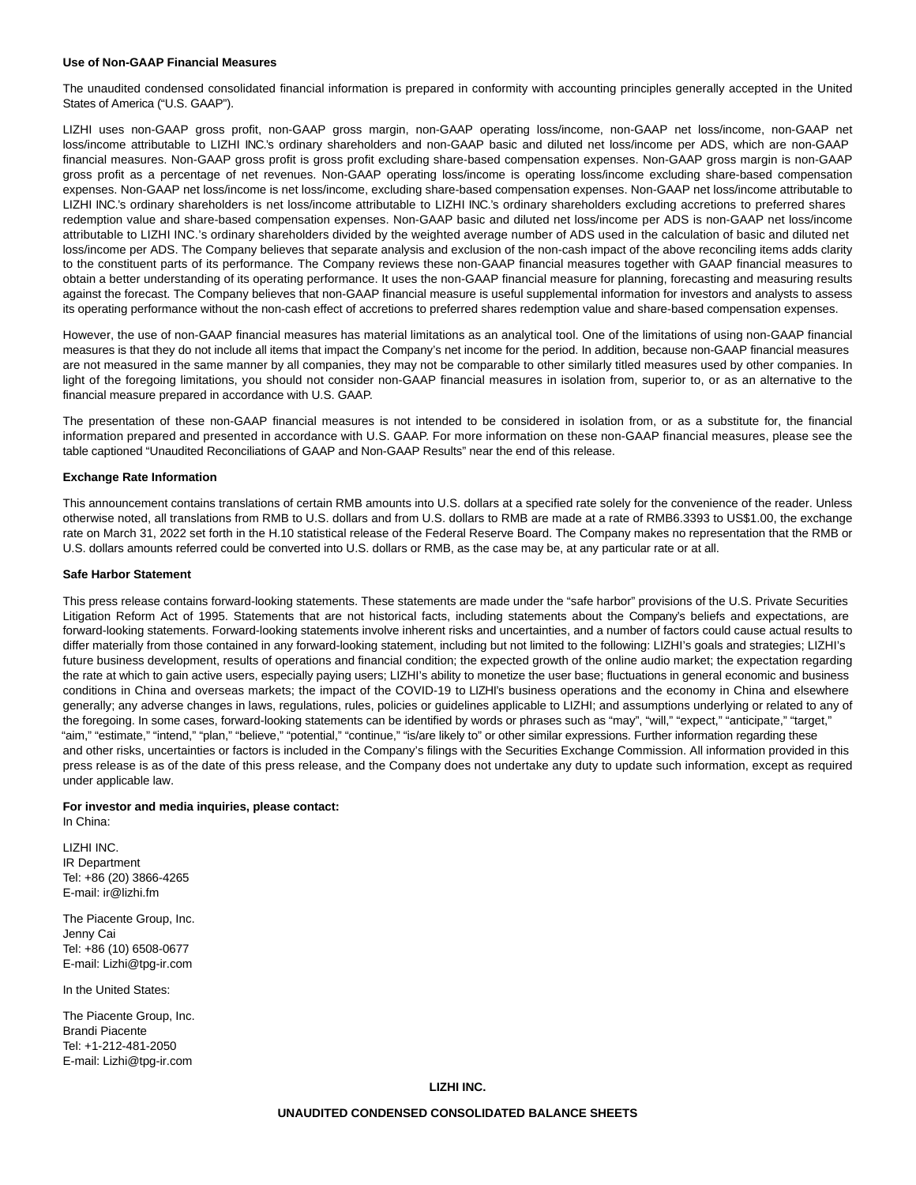**Use of Non-GAAP Financial Measures**

The unaudited condensed consolidated financial information is prepared in conformity with accounting principles generally accepted in the United States of America ("U.S. GAAP").

LIZHI uses non-GAAP gross profit, non-GAAP gross margin, non-GAAP operating loss/income, non-GAAP net loss/income, non-GAAP net loss/income attributable to LIZHI INC.'s ordinary shareholders and non-GAAP basic and diluted net loss/income per ADS, which are non-GAAP financial measures. Non-GAAP gross profit is gross profit excluding share-based compensation expenses. Non-GAAP gross margin is non-GAAP gross profit as a percentage of net revenues. Non-GAAP operating loss/income is operating loss/income excluding share-based compensation expenses. Non-GAAP net loss/income is net loss/income, excluding share-based compensation expenses. Non-GAAP net loss/income attributable to LIZHI INC.'s ordinary shareholders is net loss/income attributable to LIZHI INC.'s ordinary shareholders excluding accretions to preferred shares redemption value and share-based compensation expenses. Non-GAAP basic and diluted net loss/income per ADS is non-GAAP net loss/income attributable to LIZHI INC.'s ordinary shareholders divided by the weighted average number of ADS used in the calculation of basic and diluted net loss/income per ADS. The Company believes that separate analysis and exclusion of the non-cash impact of the above reconciling items adds clarity to the constituent parts of its performance. The Company reviews these non-GAAP financial measures together with GAAP financial measures to obtain a better understanding of its operating performance. It uses the non-GAAP financial measure for planning, forecasting and measuring results against the forecast. The Company believes that non-GAAP financial measure is useful supplemental information for investors and analysts to assess its operating performance without the non-cash effect of accretions to preferred shares redemption value and share-based compensation expenses.

However, the use of non-GAAP financial measures has material limitations as an analytical tool. One of the limitations of using non-GAAP financial measures is that they do not include all items that impact the Company's net income for the period. In addition, because non-GAAP financial measures are not measured in the same manner by all companies, they may not be comparable to other similarly titled measures used by other companies. In light of the foregoing limitations, you should not consider non-GAAP financial measures in isolation from, superior to, or as an alternative to the financial measure prepared in accordance with U.S. GAAP.

The presentation of these non-GAAP financial measures is not intended to be considered in isolation from, or as a substitute for, the financial information prepared and presented in accordance with U.S. GAAP. For more information on these non-GAAP financial measures, please see the table captioned "Unaudited Reconciliations of GAAP and Non-GAAP Results" near the end of this release.

**Exchange Rate Information**

This announcement contains translations of certain RMB amounts into U.S. dollars at a specified rate solely for the convenience of the reader. Unless otherwise noted, all translations from RMB to U.S. dollars and from U.S. dollars to RMB are made at a rate of RMB6.3393 to US$1.00, the exchange rate on March 31, 2022 set forth in the H.10 statistical release of the Federal Reserve Board. The Company makes no representation that the RMB or U.S. dollars amounts referred could be converted into U.S. dollars or RMB, as the case may be, at any particular rate or at all.

**Safe Harbor Statement**

This press release contains forward-looking statements. These statements are made under the "safe harbor" provisions of the U.S. Private Securities Litigation Reform Act of 1995. Statements that are not historical facts, including statements about the Company's beliefs and expectations, are forward-looking statements. Forward-looking statements involve inherent risks and uncertainties, and a number of factors could cause actual results to differ materially from those contained in any forward-looking statement, including but not limited to the following: LIZHI's goals and strategies; LIZHI's future business development, results of operations and financial condition; the expected growth of the online audio market; the expectation regarding the rate at which to gain active users, especially paying users; LIZHI's ability to monetize the user base; fluctuations in general economic and business conditions in China and overseas markets; the impact of the COVID-19 to LIZHI's business operations and the economy in China and elsewhere generally; any adverse changes in laws, regulations, rules, policies or guidelines applicable to LIZHI; and assumptions underlying or related to any of the foregoing. In some cases, forward-looking statements can be identified by words or phrases such as "may", "will," "expect," "anticipate," "target," "aim," "estimate," "intend," "plan," "believe," "potential," "continue," "is/are likely to" or other similar expressions. Further information regarding these and other risks, uncertainties or factors is included in the Company's filings with the Securities Exchange Commission. All information provided in this press release is as of the date of this press release, and the Company does not undertake any duty to update such information, except as required under applicable law.

**For investor and media inquiries, please contact:**
In China:

LIZHI INC.
IR Department
Tel: +86 (20) 3866-4265
E-mail: ir@lizhi.fm

The Piacente Group, Inc.
Jenny Cai
Tel: +86 (10) 6508-0677
E-mail: Lizhi@tpg-ir.com

In the United States:

The Piacente Group, Inc.
Brandi Piacente
Tel: +1-212-481-2050
E-mail: Lizhi@tpg-ir.com

**LIZHI INC.**

**UNAUDITED CONDENSED CONSOLIDATED BALANCE SHEETS**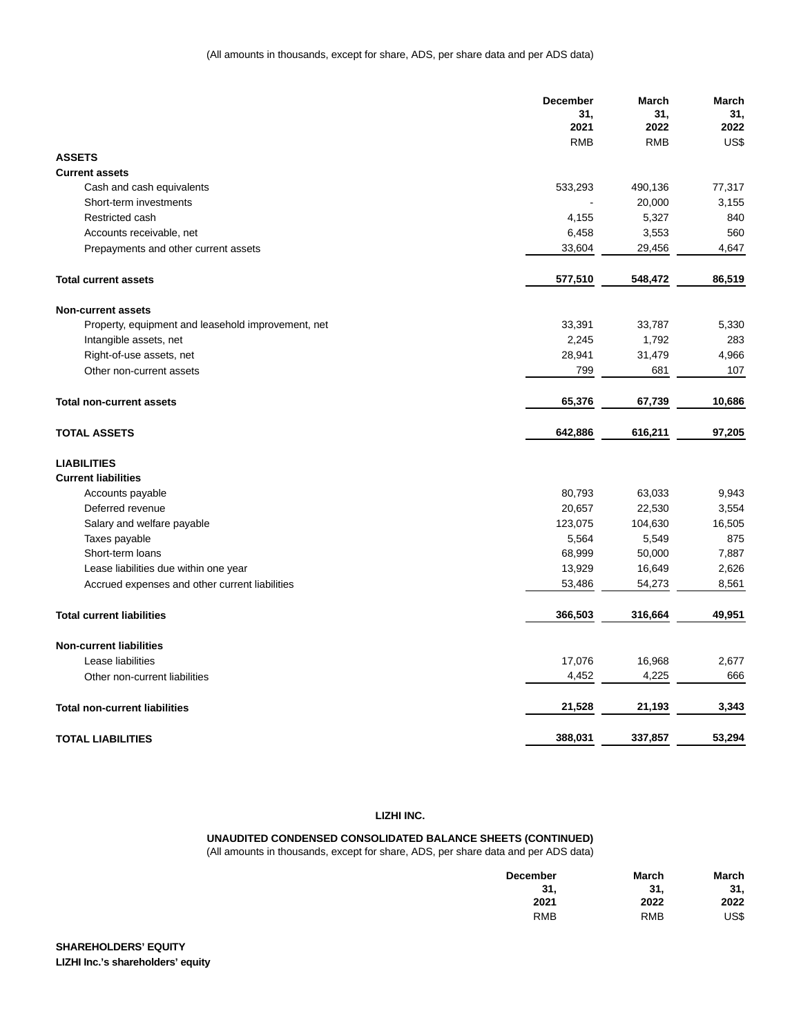(All amounts in thousands, except for share, ADS, per share data and per ADS data)

| | December 31, 2021 | March 31, 2022 | March 31, 2022 |
|---|---|---|---|
| | RMB | RMB | US$ |
| **ASSETS** | | | |
| **Current assets** | | | |
| Cash and cash equivalents | 533,293 | 490,136 | 77,317 |
| Short-term investments | - | 20,000 | 3,155 |
| Restricted cash | 4,155 | 5,327 | 840 |
| Accounts receivable, net | 6,458 | 3,553 | 560 |
| Prepayments and other current assets | 33,604 | 29,456 | 4,647 |
| **Total current assets** | **577,510** | **548,472** | **86,519** |
| **Non-current assets** | | | |
| Property, equipment and leasehold improvement, net | 33,391 | 33,787 | 5,330 |
| Intangible assets, net | 2,245 | 1,792 | 283 |
| Right-of-use assets, net | 28,941 | 31,479 | 4,966 |
| Other non-current assets | 799 | 681 | 107 |
| **Total non-current assets** | **65,376** | **67,739** | **10,686** |
| **TOTAL ASSETS** | **642,886** | **616,211** | **97,205** |
| **LIABILITIES** | | | |
| **Current liabilities** | | | |
| Accounts payable | 80,793 | 63,033 | 9,943 |
| Deferred revenue | 20,657 | 22,530 | 3,554 |
| Salary and welfare payable | 123,075 | 104,630 | 16,505 |
| Taxes payable | 5,564 | 5,549 | 875 |
| Short-term loans | 68,999 | 50,000 | 7,887 |
| Lease liabilities due within one year | 13,929 | 16,649 | 2,626 |
| Accrued expenses and other current liabilities | 53,486 | 54,273 | 8,561 |
| **Total current liabilities** | **366,503** | **316,664** | **49,951** |
| **Non-current liabilities** | | | |
| Lease liabilities | 17,076 | 16,968 | 2,677 |
| Other non-current liabilities | 4,452 | 4,225 | 666 |
| **Total non-current liabilities** | **21,528** | **21,193** | **3,343** |
| **TOTAL LIABILITIES** | **388,031** | **337,857** | **53,294** |

**LIZHI INC.**

**UNAUDITED CONDENSED CONSOLIDATED BALANCE SHEETS (CONTINUED)**

(All amounts in thousands, except for share, ADS, per share data and per ADS data)

| | December 31, 2021 | March 31, 2022 | March 31, 2022 |
|---|---|---|---|
| | RMB | RMB | US$ |
| **SHAREHOLDERS' EQUITY** | | | |
| **LIZHI Inc.'s shareholders' equity** | | | |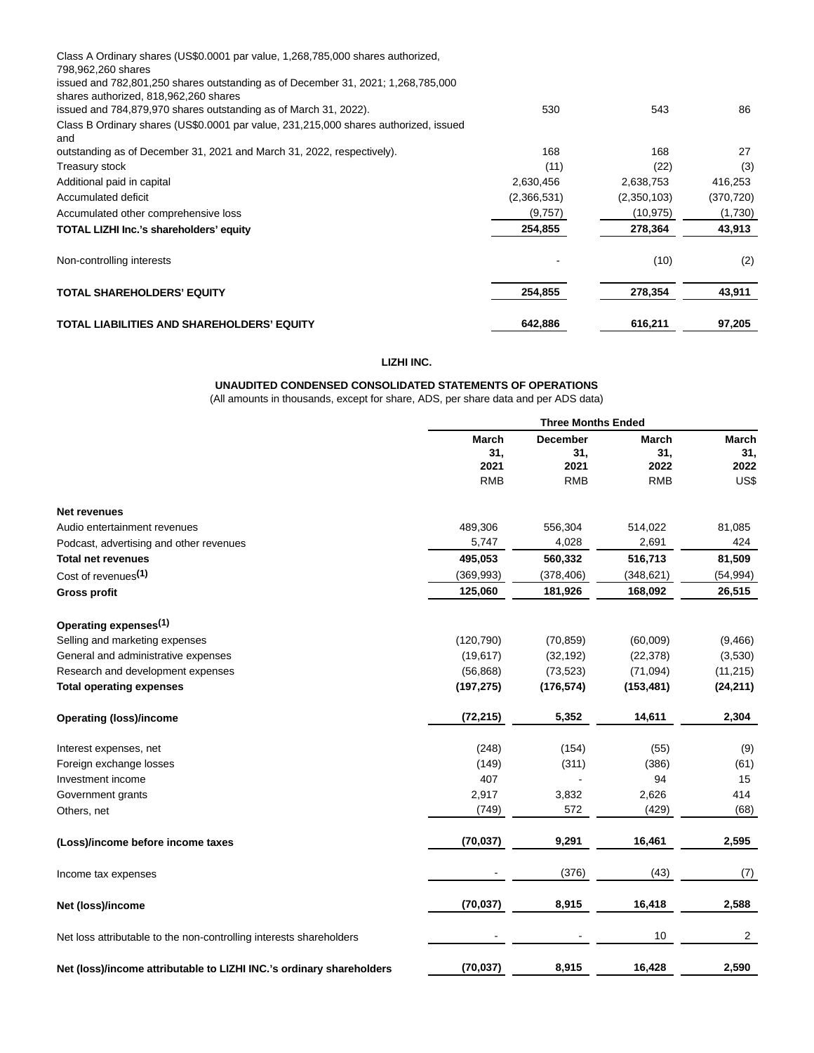| | | | |
|---|---|---|---|
| Class A Ordinary shares (US$0.0001 par value, 1,268,785,000 shares authorized, 798,962,260 shares issued and 782,801,250 shares outstanding as of December 31, 2021; 1,268,785,000 shares authorized, 818,962,260 shares issued and 784,879,970 shares outstanding as of March 31, 2022). | 530 | 543 | 86 |
| Class B Ordinary shares (US$0.0001 par value, 231,215,000 shares authorized, issued and outstanding as of December 31, 2021 and March 31, 2022, respectively). | 168 | 168 | 27 |
| Treasury stock | (11) | (22) | (3) |
| Additional paid in capital | 2,630,456 | 2,638,753 | 416,253 |
| Accumulated deficit | (2,366,531) | (2,350,103) | (370,720) |
| Accumulated other comprehensive loss | (9,757) | (10,975) | (1,730) |
| **TOTAL LIZHI Inc.'s shareholders' equity** | **254,855** | **278,364** | **43,913** |
| Non-controlling interests | - | (10) | (2) |
| **TOTAL SHAREHOLDERS' EQUITY** | **254,855** | **278,354** | **43,911** |
| **TOTAL LIABILITIES AND SHAREHOLDERS' EQUITY** | **642,886** | **616,211** | **97,205** |

**LIZHI INC.**

**UNAUDITED CONDENSED CONSOLIDATED STATEMENTS OF OPERATIONS**

(All amounts in thousands, except for share, ADS, per share data and per ADS data)

| | Three Months Ended | | | |
|---|---|---|---|---|
| | **March 31, 2021** | **December 31, 2021** | **March 31, 2022** | **March 31, 2022** |
| | RMB | RMB | RMB | US$ |
| **Net revenues** | | | | |
| Audio entertainment revenues | 489,306 | 556,304 | 514,022 | 81,085 |
| Podcast, advertising and other revenues | 5,747 | 4,028 | 2,691 | 424 |
| **Total net revenues** | **495,053** | **560,332** | **516,713** | **81,509** |
| Cost of revenues(1) | (369,993) | (378,406) | (348,621) | (54,994) |
| **Gross profit** | **125,060** | **181,926** | **168,092** | **26,515** |
| **Operating expenses(1)** | | | | |
| Selling and marketing expenses | (120,790) | (70,859) | (60,009) | (9,466) |
| General and administrative expenses | (19,617) | (32,192) | (22,378) | (3,530) |
| Research and development expenses | (56,868) | (73,523) | (71,094) | (11,215) |
| **Total operating expenses** | **(197,275)** | **(176,574)** | **(153,481)** | **(24,211)** |
| **Operating (loss)/income** | **(72,215)** | **5,352** | **14,611** | **2,304** |
| Interest expenses, net | (248) | (154) | (55) | (9) |
| Foreign exchange losses | (149) | (311) | (386) | (61) |
| Investment income | 407 | - | 94 | 15 |
| Government grants | 2,917 | 3,832 | 2,626 | 414 |
| Others, net | (749) | 572 | (429) | (68) |
| **(Loss)/income before income taxes** | **(70,037)** | **9,291** | **16,461** | **2,595** |
| Income tax expenses | - | (376) | (43) | (7) |
| **Net (loss)/income** | **(70,037)** | **8,915** | **16,418** | **2,588** |
| Net loss attributable to the non-controlling interests shareholders | - | - | 10 | 2 |
| **Net (loss)/income attributable to LIZHI INC.'s ordinary shareholders** | **(70,037)** | **8,915** | **16,428** | **2,590** |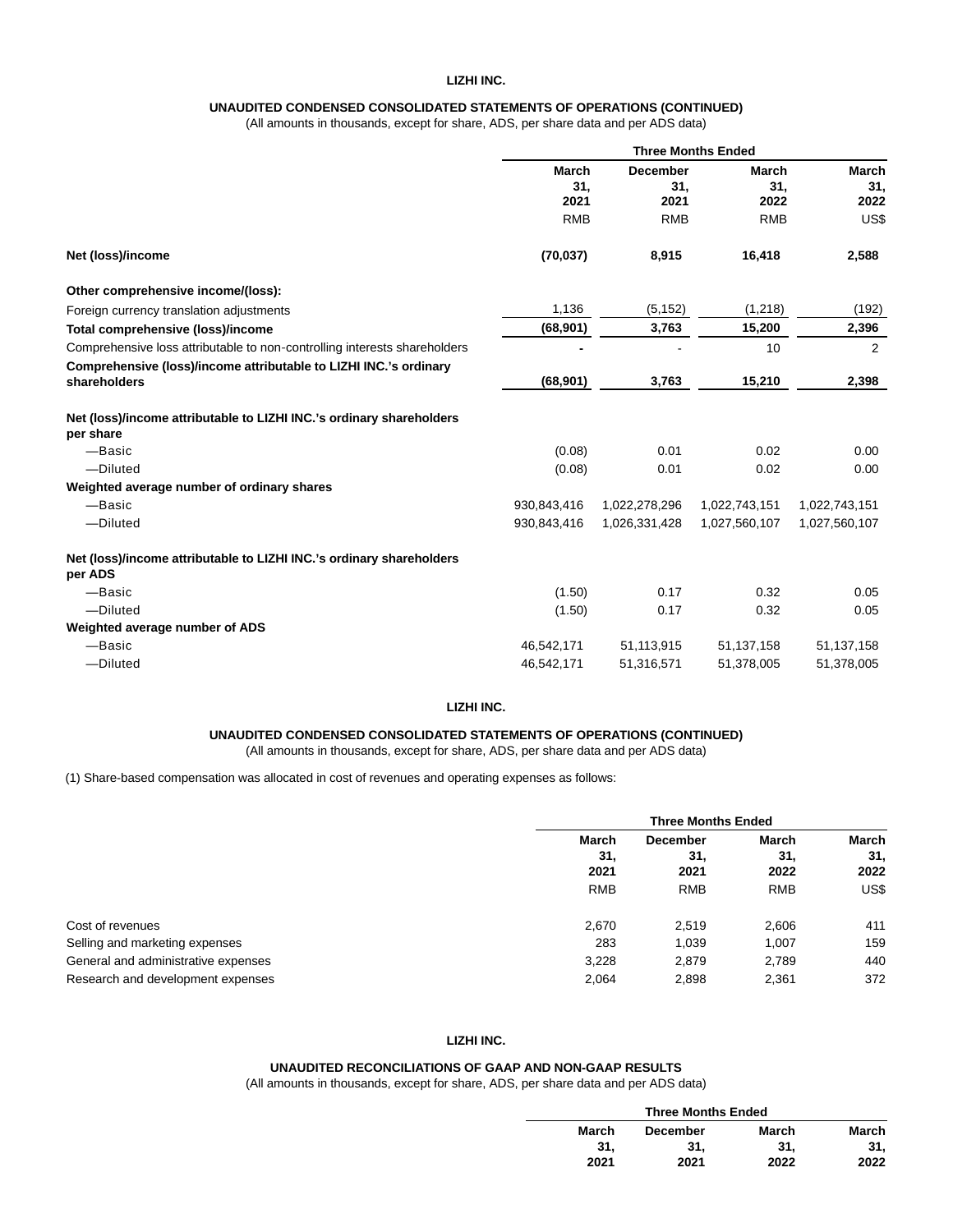**LIZHI INC.**

**UNAUDITED CONDENSED CONSOLIDATED STATEMENTS OF OPERATIONS (CONTINUED)**

(All amounts in thousands, except for share, ADS, per share data and per ADS data)

| | Three Months Ended | | | |
|---|---|---|---|---|
| | **March 31, 2021** | **December 31, 2021** | **March 31, 2022** | **March 31, 2022** |
| | RMB | RMB | RMB | US$ |
| **Net (loss)/income** | **(70,037)** | **8,915** | **16,418** | **2,588** |
| **Other comprehensive income/(loss):** | | | | |
| Foreign currency translation adjustments | 1,136 | (5,152) | (1,218) | (192) |
| **Total comprehensive (loss)/income** | **(68,901)** | **3,763** | **15,200** | **2,396** |
| Comprehensive loss attributable to non-controlling interests shareholders | - | - | 10 | 2 |
| **Comprehensive (loss)/income attributable to LIZHI INC.'s ordinary shareholders** | **(68,901)** | **3,763** | **15,210** | **2,398** |
| **Net (loss)/income attributable to LIZHI INC.'s ordinary shareholders per share** | | | | |
| —Basic | (0.08) | 0.01 | 0.02 | 0.00 |
| —Diluted | (0.08) | 0.01 | 0.02 | 0.00 |
| **Weighted average number of ordinary shares** | | | | |
| —Basic | 930,843,416 | 1,022,278,296 | 1,022,743,151 | 1,022,743,151 |
| —Diluted | 930,843,416 | 1,026,331,428 | 1,027,560,107 | 1,027,560,107 |
| **Net (loss)/income attributable to LIZHI INC.'s ordinary shareholders per ADS** | | | | |
| —Basic | (1.50) | 0.17 | 0.32 | 0.05 |
| —Diluted | (1.50) | 0.17 | 0.32 | 0.05 |
| **Weighted average number of ADS** | | | | |
| —Basic | 46,542,171 | 51,113,915 | 51,137,158 | 51,137,158 |
| —Diluted | 46,542,171 | 51,316,571 | 51,378,005 | 51,378,005 |

**LIZHI INC.**

**UNAUDITED CONDENSED CONSOLIDATED STATEMENTS OF OPERATIONS (CONTINUED)**

(All amounts in thousands, except for share, ADS, per share data and per ADS data)

(1) Share-based compensation was allocated in cost of revenues and operating expenses as follows:

| | Three Months Ended | | | |
|---|---|---|---|---|
| | **March 31, 2021** | **December 31, 2021** | **March 31, 2022** | **March 31, 2022** |
| | RMB | RMB | RMB | US$ |
| Cost of revenues | 2,670 | 2,519 | 2,606 | 411 |
| Selling and marketing expenses | 283 | 1,039 | 1,007 | 159 |
| General and administrative expenses | 3,228 | 2,879 | 2,789 | 440 |
| Research and development expenses | 2,064 | 2,898 | 2,361 | 372 |

**LIZHI INC.**

**UNAUDITED RECONCILIATIONS OF GAAP AND NON-GAAP RESULTS**

(All amounts in thousands, except for share, ADS, per share data and per ADS data)

| | Three Months Ended | | | |
|---|---|---|---|---|
| | **March 31, 2021** | **December 31, 2021** | **March 31, 2022** | **March 31, 2022** |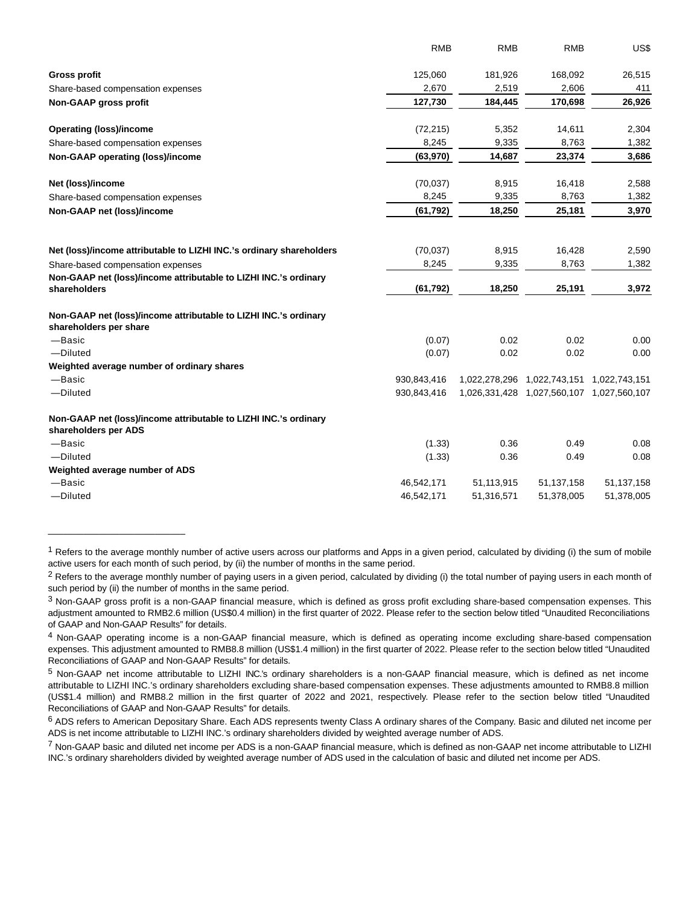| | RMB | RMB | RMB | US$ |
|---|---|---|---|---|
| **Gross profit** | 125,060 | 181,926 | 168,092 | 26,515 |
| Share-based compensation expenses | 2,670 | 2,519 | 2,606 | 411 |
| **Non-GAAP gross profit** | **127,730** | **184,445** | **170,698** | **26,926** |
| **Operating (loss)/income** | (72,215) | 5,352 | 14,611 | 2,304 |
| Share-based compensation expenses | 8,245 | 9,335 | 8,763 | 1,382 |
| **Non-GAAP operating (loss)/income** | **(63,970)** | **14,687** | **23,374** | **3,686** |
| **Net (loss)/income** | (70,037) | 8,915 | 16,418 | 2,588 |
| Share-based compensation expenses | 8,245 | 9,335 | 8,763 | 1,382 |
| **Non-GAAP net (loss)/income** | **(61,792)** | **18,250** | **25,181** | **3,970** |
| **Net (loss)/income attributable to LIZHI INC.'s ordinary shareholders** | (70,037) | 8,915 | 16,428 | 2,590 |
| Share-based compensation expenses | 8,245 | 9,335 | 8,763 | 1,382 |
| **Non-GAAP net (loss)/income attributable to LIZHI INC.'s ordinary shareholders** | **(61,792)** | **18,250** | **25,191** | **3,972** |
| **Non-GAAP net (loss)/income attributable to LIZHI INC.'s ordinary shareholders per share** | | | | |
| —Basic | (0.07) | 0.02 | 0.02 | 0.00 |
| —Diluted | (0.07) | 0.02 | 0.02 | 0.00 |
| **Weighted average number of ordinary shares** | | | | |
| —Basic | 930,843,416 | 1,022,278,296 | 1,022,743,151 | 1,022,743,151 |
| —Diluted | 930,843,416 | 1,026,331,428 | 1,027,560,107 | 1,027,560,107 |
| **Non-GAAP net (loss)/income attributable to LIZHI INC.'s ordinary shareholders per ADS** | | | | |
| —Basic | (1.33) | 0.36 | 0.49 | 0.08 |
| —Diluted | (1.33) | 0.36 | 0.49 | 0.08 |
| **Weighted average number of ADS** | | | | |
| —Basic | 46,542,171 | 51,113,915 | 51,137,158 | 51,137,158 |
| —Diluted | 46,542,171 | 51,316,571 | 51,378,005 | 51,378,005 |

---

[1] Refers to the average monthly number of active users across our platforms and Apps in a given period, calculated by dividing (i) the sum of mobile active users for each month of such period, by (ii) the number of months in the same period.

[2] Refers to the average monthly number of paying users in a given period, calculated by dividing (i) the total number of paying users in each month of such period by (ii) the number of months in the same period.

[3] Non-GAAP gross profit is a non-GAAP financial measure, which is defined as gross profit excluding share-based compensation expenses. This adjustment amounted to RMB2.6 million (US$0.4 million) in the first quarter of 2022. Please refer to the section below titled "Unaudited Reconciliations of GAAP and Non-GAAP Results" for details.

[4] Non-GAAP operating income is a non-GAAP financial measure, which is defined as operating income excluding share-based compensation expenses. This adjustment amounted to RMB8.8 million (US$1.4 million) in the first quarter of 2022. Please refer to the section below titled "Unaudited Reconciliations of GAAP and Non-GAAP Results" for details.

[5] Non-GAAP net income attributable to LIZHI INC.'s ordinary shareholders is a non-GAAP financial measure, which is defined as net income attributable to LIZHI INC.'s ordinary shareholders excluding share-based compensation expenses. These adjustments amounted to RMB8.8 million (US$1.4 million) and RMB8.2 million in the first quarter of 2022 and 2021, respectively. Please refer to the section below titled "Unaudited Reconciliations of GAAP and Non-GAAP Results" for details.

[6] ADS refers to American Depositary Share. Each ADS represents twenty Class A ordinary shares of the Company. Basic and diluted net income per ADS is net income attributable to LIZHI INC.'s ordinary shareholders divided by weighted average number of ADS.

[7] Non-GAAP basic and diluted net income per ADS is a non-GAAP financial measure, which is defined as non-GAAP net income attributable to LIZHI INC.'s ordinary shareholders divided by weighted average number of ADS used in the calculation of basic and diluted net income per ADS.